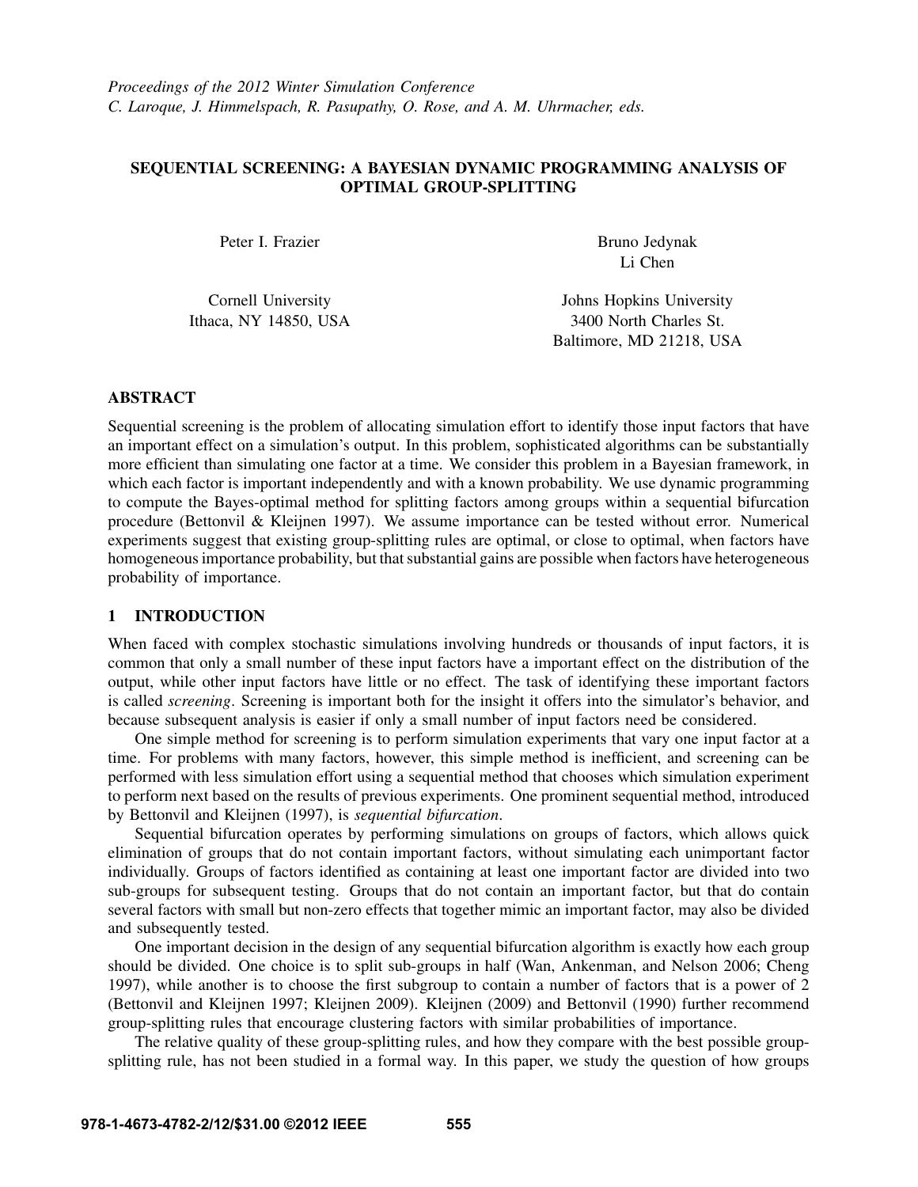*Proceedings of the 2012 Winter Simulation Conference*
*C. Laroque, J. Himmelspach, R. Pasupathy, O. Rose, and A. M. Uhrmacher, eds.*

# SEQUENTIAL SCREENING: A BAYESIAN DYNAMIC PROGRAMMING ANALYSIS OF OPTIMAL GROUP-SPLITTING

Peter I. Frazier

Cornell University
Ithaca, NY 14850, USA

Bruno Jedynak
Li Chen

Johns Hopkins University
3400 North Charles St.
Baltimore, MD 21218, USA

## ABSTRACT

Sequential screening is the problem of allocating simulation effort to identify those input factors that have an important effect on a simulation's output. In this problem, sophisticated algorithms can be substantially more efficient than simulating one factor at a time. We consider this problem in a Bayesian framework, in which each factor is important independently and with a known probability. We use dynamic programming to compute the Bayes-optimal method for splitting factors among groups within a sequential bifurcation procedure (Bettonvil & Kleijnen 1997). We assume importance can be tested without error. Numerical experiments suggest that existing group-splitting rules are optimal, or close to optimal, when factors have homogeneous importance probability, but that substantial gains are possible when factors have heterogeneous probability of importance.

## 1 INTRODUCTION

When faced with complex stochastic simulations involving hundreds or thousands of input factors, it is common that only a small number of these input factors have a important effect on the distribution of the output, while other input factors have little or no effect. The task of identifying these important factors is called *screening*. Screening is important both for the insight it offers into the simulator's behavior, and because subsequent analysis is easier if only a small number of input factors need be considered.

One simple method for screening is to perform simulation experiments that vary one input factor at a time. For problems with many factors, however, this simple method is inefficient, and screening can be performed with less simulation effort using a sequential method that chooses which simulation experiment to perform next based on the results of previous experiments. One prominent sequential method, introduced by Bettonvil and Kleijnen (1997), is *sequential bifurcation*.

Sequential bifurcation operates by performing simulations on groups of factors, which allows quick elimination of groups that do not contain important factors, without simulating each unimportant factor individually. Groups of factors identified as containing at least one important factor are divided into two sub-groups for subsequent testing. Groups that do not contain an important factor, but that do contain several factors with small but non-zero effects that together mimic an important factor, may also be divided and subsequently tested.

One important decision in the design of any sequential bifurcation algorithm is exactly how each group should be divided. One choice is to split sub-groups in half (Wan, Ankenman, and Nelson 2006; Cheng 1997), while another is to choose the first subgroup to contain a number of factors that is a power of 2 (Bettonvil and Kleijnen 1997; Kleijnen 2009). Kleijnen (2009) and Bettonvil (1990) further recommend group-splitting rules that encourage clustering factors with similar probabilities of importance.

The relative quality of these group-splitting rules, and how they compare with the best possible group-splitting rule, has not been studied in a formal way. In this paper, we study the question of how groups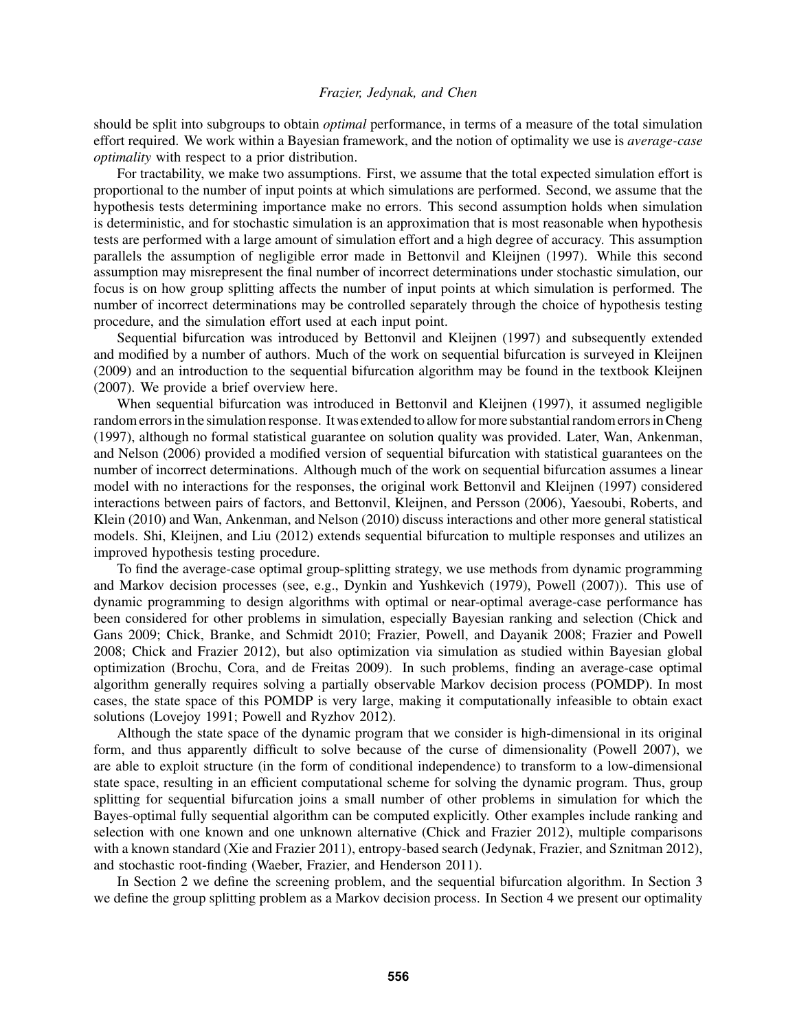should be split into subgroups to obtain *optimal* performance, in terms of a measure of the total simulation effort required. We work within a Bayesian framework, and the notion of optimality we use is *average-case optimality* with respect to a prior distribution.

For tractability, we make two assumptions. First, we assume that the total expected simulation effort is proportional to the number of input points at which simulations are performed. Second, we assume that the hypothesis tests determining importance make no errors. This second assumption holds when simulation is deterministic, and for stochastic simulation is an approximation that is most reasonable when hypothesis tests are performed with a large amount of simulation effort and a high degree of accuracy. This assumption parallels the assumption of negligible error made in Bettonvil and Kleijnen (1997). While this second assumption may misrepresent the final number of incorrect determinations under stochastic simulation, our focus is on how group splitting affects the number of input points at which simulation is performed. The number of incorrect determinations may be controlled separately through the choice of hypothesis testing procedure, and the simulation effort used at each input point.

Sequential bifurcation was introduced by Bettonvil and Kleijnen (1997) and subsequently extended and modified by a number of authors. Much of the work on sequential bifurcation is surveyed in Kleijnen (2009) and an introduction to the sequential bifurcation algorithm may be found in the textbook Kleijnen (2007). We provide a brief overview here.

When sequential bifurcation was introduced in Bettonvil and Kleijnen (1997), it assumed negligible random errors in the simulation response. It was extended to allow for more substantial random errors in Cheng (1997), although no formal statistical guarantee on solution quality was provided. Later, Wan, Ankenman, and Nelson (2006) provided a modified version of sequential bifurcation with statistical guarantees on the number of incorrect determinations. Although much of the work on sequential bifurcation assumes a linear model with no interactions for the responses, the original work Bettonvil and Kleijnen (1997) considered interactions between pairs of factors, and Bettonvil, Kleijnen, and Persson (2006), Yaesoubi, Roberts, and Klein (2010) and Wan, Ankenman, and Nelson (2010) discuss interactions and other more general statistical models. Shi, Kleijnen, and Liu (2012) extends sequential bifurcation to multiple responses and utilizes an improved hypothesis testing procedure.

To find the average-case optimal group-splitting strategy, we use methods from dynamic programming and Markov decision processes (see, e.g., Dynkin and Yushkevich (1979), Powell (2007)). This use of dynamic programming to design algorithms with optimal or near-optimal average-case performance has been considered for other problems in simulation, especially Bayesian ranking and selection (Chick and Gans 2009; Chick, Branke, and Schmidt 2010; Frazier, Powell, and Dayanik 2008; Frazier and Powell 2008; Chick and Frazier 2012), but also optimization via simulation as studied within Bayesian global optimization (Brochu, Cora, and de Freitas 2009). In such problems, finding an average-case optimal algorithm generally requires solving a partially observable Markov decision process (POMDP). In most cases, the state space of this POMDP is very large, making it computationally infeasible to obtain exact solutions (Lovejoy 1991; Powell and Ryzhov 2012).

Although the state space of the dynamic program that we consider is high-dimensional in its original form, and thus apparently difficult to solve because of the curse of dimensionality (Powell 2007), we are able to exploit structure (in the form of conditional independence) to transform to a low-dimensional state space, resulting in an efficient computational scheme for solving the dynamic program. Thus, group splitting for sequential bifurcation joins a small number of other problems in simulation for which the Bayes-optimal fully sequential algorithm can be computed explicitly. Other examples include ranking and selection with one known and one unknown alternative (Chick and Frazier 2012), multiple comparisons with a known standard (Xie and Frazier 2011), entropy-based search (Jedynak, Frazier, and Sznitman 2012), and stochastic root-finding (Waeber, Frazier, and Henderson 2011).

In Section 2 we define the screening problem, and the sequential bifurcation algorithm. In Section 3 we define the group splitting problem as a Markov decision process. In Section 4 we present our optimality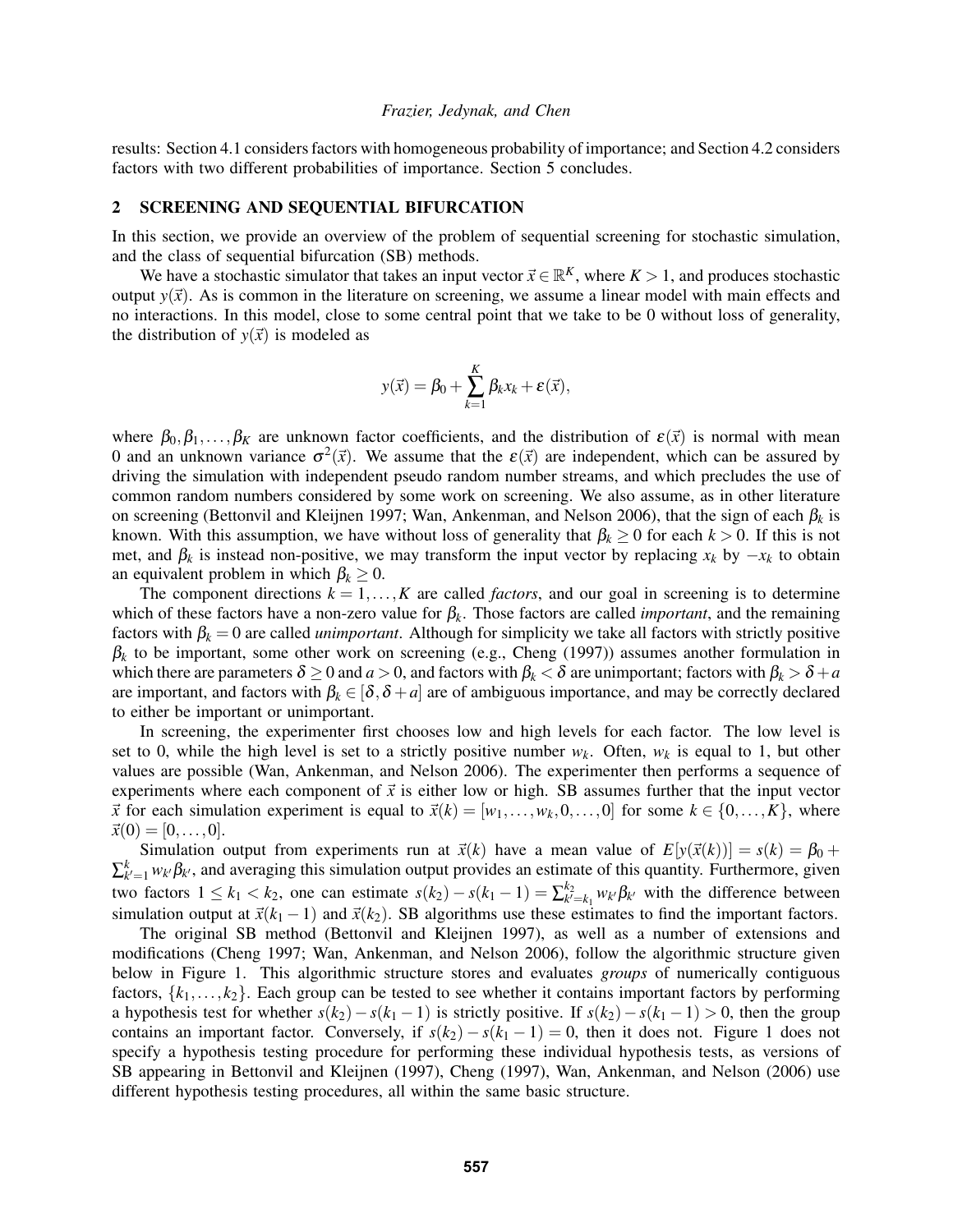results: Section 4.1 considers factors with homogeneous probability of importance; and Section 4.2 considers factors with two different probabilities of importance. Section 5 concludes.

## 2 SCREENING AND SEQUENTIAL BIFURCATION

In this section, we provide an overview of the problem of sequential screening for stochastic simulation, and the class of sequential bifurcation (SB) methods.

We have a stochastic simulator that takes an input vector $\vec{x} \in \mathbb{R}^K$, where $K > 1$, and produces stochastic output $y(\vec{x})$. As is common in the literature on screening, we assume a linear model with main effects and no interactions. In this model, close to some central point that we take to be 0 without loss of generality, the distribution of $y(\vec{x})$ is modeled as

$$y(\vec{x}) = \beta_0 + \sum_{k=1}^{K} \beta_k x_k + \varepsilon(\vec{x}),$$

where $\beta_0, \beta_1, \ldots, \beta_K$ are unknown factor coefficients, and the distribution of $\varepsilon(\vec{x})$ is normal with mean 0 and an unknown variance $\sigma^2(\vec{x})$. We assume that the $\varepsilon(\vec{x})$ are independent, which can be assured by driving the simulation with independent pseudo random number streams, and which precludes the use of common random numbers considered by some work on screening. We also assume, as in other literature on screening (Bettonvil and Kleijnen 1997; Wan, Ankenman, and Nelson 2006), that the sign of each $\beta_k$ is known. With this assumption, we have without loss of generality that $\beta_k \geq 0$ for each $k > 0$. If this is not met, and $\beta_k$ is instead non-positive, we may transform the input vector by replacing $x_k$ by $-x_k$ to obtain an equivalent problem in which $\beta_k \geq 0$.

The component directions $k = 1, \ldots, K$ are called *factors*, and our goal in screening is to determine which of these factors have a non-zero value for $\beta_k$. Those factors are called *important*, and the remaining factors with $\beta_k = 0$ are called *unimportant*. Although for simplicity we take all factors with strictly positive $\beta_k$ to be important, some other work on screening (e.g., Cheng (1997)) assumes another formulation in which there are parameters $\delta \geq 0$ and $a > 0$, and factors with $\beta_k < \delta$ are unimportant; factors with $\beta_k > \delta + a$ are important, and factors with $\beta_k \in [\delta, \delta + a]$ are of ambiguous importance, and may be correctly declared to either be important or unimportant.

In screening, the experimenter first chooses low and high levels for each factor. The low level is set to 0, while the high level is set to a strictly positive number $w_k$. Often, $w_k$ is equal to 1, but other values are possible (Wan, Ankenman, and Nelson 2006). The experimenter then performs a sequence of experiments where each component of $\vec{x}$ is either low or high. SB assumes further that the input vector $\vec{x}$ for each simulation experiment is equal to $\vec{x}(k) = [w_1, \ldots, w_k, 0, \ldots, 0]$ for some $k \in \{0, \ldots, K\}$, where $\vec{x}(0) = [0, \ldots, 0]$.

Simulation output from experiments run at $\vec{x}(k)$ have a mean value of $E[y(\vec{x}(k))] = s(k) = \beta_0 + \sum_{k'=1}^{k} w_{k'} \beta_{k'}$, and averaging this simulation output provides an estimate of this quantity. Furthermore, given two factors $1 \leq k_1 < k_2$, one can estimate $s(k_2) - s(k_1 - 1) = \sum_{k'=k_1}^{k_2} w_{k'} \beta_{k'}$ with the difference between simulation output at $\vec{x}(k_1 - 1)$ and $\vec{x}(k_2)$. SB algorithms use these estimates to find the important factors.

The original SB method (Bettonvil and Kleijnen 1997), as well as a number of extensions and modifications (Cheng 1997; Wan, Ankenman, and Nelson 2006), follow the algorithmic structure given below in Figure 1. This algorithmic structure stores and evaluates *groups* of numerically contiguous factors, $\{k_1, \ldots, k_2\}$. Each group can be tested to see whether it contains important factors by performing a hypothesis test for whether $s(k_2) - s(k_1 - 1)$ is strictly positive. If $s(k_2) - s(k_1 - 1) > 0$, then the group contains an important factor. Conversely, if $s(k_2) - s(k_1 - 1) = 0$, then it does not. Figure 1 does not specify a hypothesis testing procedure for performing these individual hypothesis tests, as versions of SB appearing in Bettonvil and Kleijnen (1997), Cheng (1997), Wan, Ankenman, and Nelson (2006) use different hypothesis testing procedures, all within the same basic structure.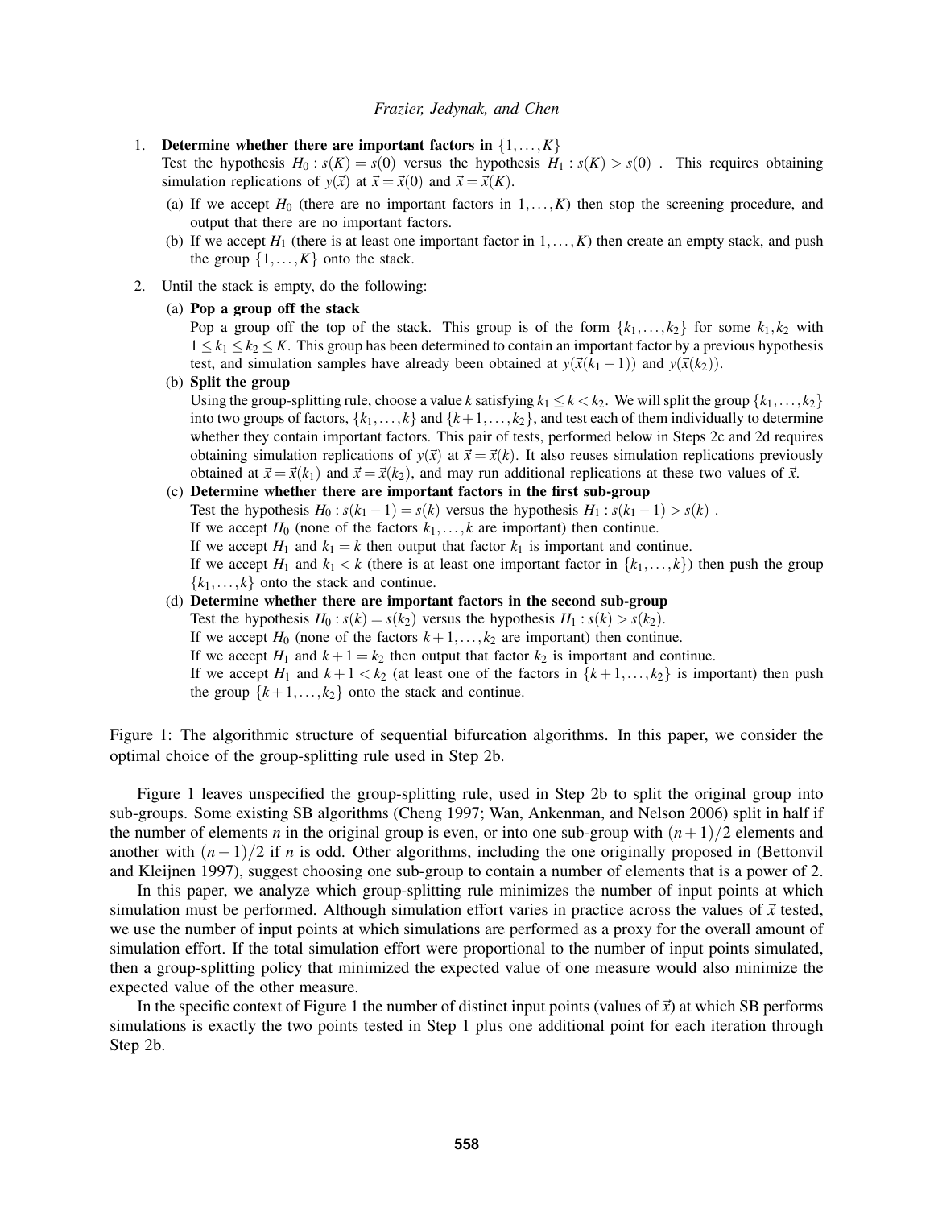1. **Determine whether there are important factors in $\{1,\dots,K\}$**
   Test the hypothesis $H_0 : s(K) = s(0)$ versus the hypothesis $H_1 : s(K) > s(0)$ . This requires obtaining simulation replications of $y(\vec{x})$ at $\vec{x} = \vec{x}(0)$ and $\vec{x} = \vec{x}(K)$.
   (a) If we accept $H_0$ (there are no important factors in $1,\dots,K$) then stop the screening procedure, and output that there are no important factors.
   (b) If we accept $H_1$ (there is at least one important factor in $1,\dots,K$) then create an empty stack, and push the group $\{1,\dots,K\}$ onto the stack.
2. Until the stack is empty, do the following:
   (a) **Pop a group off the stack**
   Pop a group off the top of the stack. This group is of the form $\{k_1,\dots,k_2\}$ for some $k_1, k_2$ with $1 \le k_1 \le k_2 \le K$. This group has been determined to contain an important factor by a previous hypothesis test, and simulation samples have already been obtained at $y(\vec{x}(k_1 - 1))$ and $y(\vec{x}(k_2))$.
   (b) **Split the group**
   Using the group-splitting rule, choose a value $k$ satisfying $k_1 \le k < k_2$. We will split the group $\{k_1,\dots,k_2\}$ into two groups of factors, $\{k_1,\dots,k\}$ and $\{k+1,\dots,k_2\}$, and test each of them individually to determine whether they contain important factors. This pair of tests, performed below in Steps 2c and 2d requires obtaining simulation replications of $y(\vec{x})$ at $\vec{x} = \vec{x}(k)$. It also reuses simulation replications previously obtained at $\vec{x} = \vec{x}(k_1)$ and $\vec{x} = \vec{x}(k_2)$, and may run additional replications at these two values of $\vec{x}$.
   (c) **Determine whether there are important factors in the first sub-group**
   Test the hypothesis $H_0 : s(k_1 - 1) = s(k)$ versus the hypothesis $H_1 : s(k_1 - 1) > s(k)$ .
   If we accept $H_0$ (none of the factors $k_1,\dots,k$ are important) then continue.
   If we accept $H_1$ and $k_1 = k$ then output that factor $k_1$ is important and continue.
   If we accept $H_1$ and $k_1 < k$ (there is at least one important factor in $\{k_1,\dots,k\}$) then push the group $\{k_1,\dots,k\}$ onto the stack and continue.
   (d) **Determine whether there are important factors in the second sub-group**
   Test the hypothesis $H_0 : s(k) = s(k_2)$ versus the hypothesis $H_1 : s(k) > s(k_2)$.
   If we accept $H_0$ (none of the factors $k+1,\dots,k_2$ are important) then continue.
   If we accept $H_1$ and $k+1 = k_2$ then output that factor $k_2$ is important and continue.
   If we accept $H_1$ and $k+1 < k_2$ (at least one of the factors in $\{k+1,\dots,k_2\}$ is important) then push the group $\{k+1,\dots,k_2\}$ onto the stack and continue.

Figure 1: The algorithmic structure of sequential bifurcation algorithms. In this paper, we consider the optimal choice of the group-splitting rule used in Step 2b.

Figure 1 leaves unspecified the group-splitting rule, used in Step 2b to split the original group into sub-groups. Some existing SB algorithms (Cheng 1997; Wan, Ankenman, and Nelson 2006) split in half if the number of elements $n$ in the original group is even, or into one sub-group with $(n+1)/2$ elements and another with $(n-1)/2$ if $n$ is odd. Other algorithms, including the one originally proposed in (Bettonvil and Kleijnen 1997), suggest choosing one sub-group to contain a number of elements that is a power of 2.

In this paper, we analyze which group-splitting rule minimizes the number of input points at which simulation must be performed. Although simulation effort varies in practice across the values of $\vec{x}$ tested, we use the number of input points at which simulations are performed as a proxy for the overall amount of simulation effort. If the total simulation effort were proportional to the number of input points simulated, then a group-splitting policy that minimized the expected value of one measure would also minimize the expected value of the other measure.

In the specific context of Figure 1 the number of distinct input points (values of $\vec{x}$) at which SB performs simulations is exactly the two points tested in Step 1 plus one additional point for each iteration through Step 2b.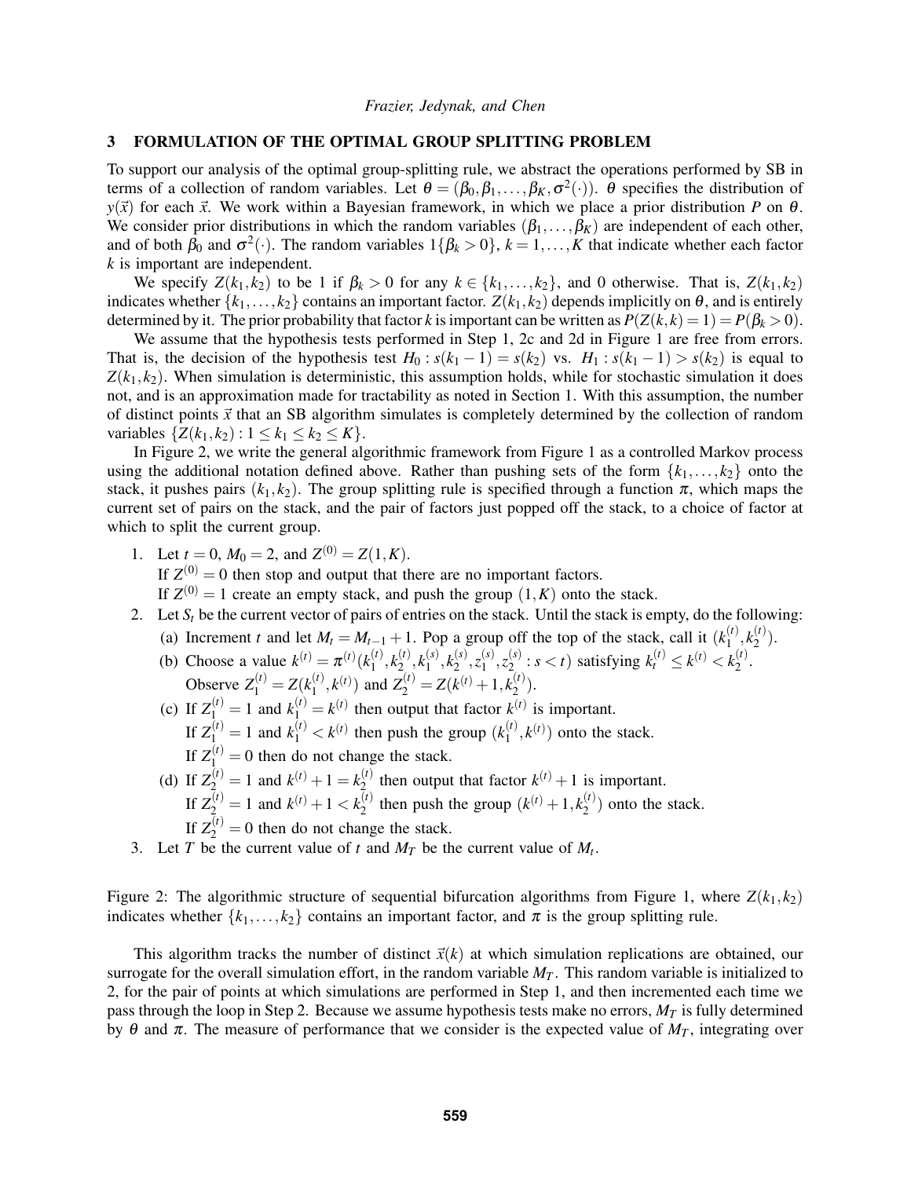## 3 FORMULATION OF THE OPTIMAL GROUP SPLITTING PROBLEM

To support our analysis of the optimal group-splitting rule, we abstract the operations performed by SB in terms of a collection of random variables. Let $\theta = (\beta_0, \beta_1, \ldots, \beta_K, \sigma^2(\cdot))$. $\theta$ specifies the distribution of $y(\vec{x})$ for each $\vec{x}$. We work within a Bayesian framework, in which we place a prior distribution $P$ on $\theta$. We consider prior distributions in which the random variables $(\beta_1, \ldots, \beta_K)$ are independent of each other, and of both $\beta_0$ and $\sigma^2(\cdot)$. The random variables $1\{\beta_k > 0\}$, $k = 1, \ldots, K$ that indicate whether each factor $k$ is important are independent.

We specify $Z(k_1, k_2)$ to be 1 if $\beta_k > 0$ for any $k \in \{k_1, \ldots, k_2\}$, and 0 otherwise. That is, $Z(k_1, k_2)$ indicates whether $\{k_1, \ldots, k_2\}$ contains an important factor. $Z(k_1, k_2)$ depends implicitly on $\theta$, and is entirely determined by it. The prior probability that factor $k$ is important can be written as $P(Z(k,k) = 1) = P(\beta_k > 0)$.

We assume that the hypothesis tests performed in Step 1, 2c and 2d in Figure 1 are free from errors. That is, the decision of the hypothesis test $H_0 : s(k_1 - 1) = s(k_2)$ vs. $H_1 : s(k_1 - 1) > s(k_2)$ is equal to $Z(k_1, k_2)$. When simulation is deterministic, this assumption holds, while for stochastic simulation it does not, and is an approximation made for tractability as noted in Section 1. With this assumption, the number of distinct points $\vec{x}$ that an SB algorithm simulates is completely determined by the collection of random variables $\{Z(k_1, k_2) : 1 \leq k_1 \leq k_2 \leq K\}$.

In Figure 2, we write the general algorithmic framework from Figure 1 as a controlled Markov process using the additional notation defined above. Rather than pushing sets of the form $\{k_1, \ldots, k_2\}$ onto the stack, it pushes pairs $(k_1, k_2)$. The group splitting rule is specified through a function $\pi$, which maps the current set of pairs on the stack, and the pair of factors just popped off the stack, to a choice of factor at which to split the current group.

1. Let $t = 0$, $M_0 = 2$, and $Z^{(0)} = Z(1, K)$.
   If $Z^{(0)} = 0$ then stop and output that there are no important factors.
   If $Z^{(0)} = 1$ create an empty stack, and push the group $(1, K)$ onto the stack.
2. Let $S_t$ be the current vector of pairs of entries on the stack. Until the stack is empty, do the following:
   (a) Increment $t$ and let $M_t = M_{t-1} + 1$. Pop a group off the top of the stack, call it $(k_1^{(t)}, k_2^{(t)})$.
   (b) Choose a value $k^{(t)} = \pi^{(t)}(k_1^{(t)}, k_2^{(t)}, k_1^{(s)}, k_2^{(s)}, z_1^{(s)}, z_2^{(s)} : s < t)$ satisfying $k_t^{(t)} \leq k^{(t)} < k_2^{(t)}$.
   Observe $Z_1^{(t)} = Z(k_1^{(t)}, k^{(t)})$ and $Z_2^{(t)} = Z(k^{(t)} + 1, k_2^{(t)})$.
   (c) If $Z_1^{(t)} = 1$ and $k_1^{(t)} = k^{(t)}$ then output that factor $k^{(t)}$ is important.
   If $Z_1^{(t)} = 1$ and $k_1^{(t)} < k^{(t)}$ then push the group $(k_1^{(t)}, k^{(t)})$ onto the stack.
   If $Z_1^{(t)} = 0$ then do not change the stack.
   (d) If $Z_2^{(t)} = 1$ and $k^{(t)} + 1 = k_2^{(t)}$ then output that factor $k^{(t)} + 1$ is important.
   If $Z_2^{(t)} = 1$ and $k^{(t)} + 1 < k_2^{(t)}$ then push the group $(k^{(t)} + 1, k_2^{(t)})$ onto the stack.
   If $Z_2^{(t)} = 0$ then do not change the stack.
3. Let $T$ be the current value of $t$ and $M_T$ be the current value of $M_t$.

Figure 2: The algorithmic structure of sequential bifurcation algorithms from Figure 1, where $Z(k_1, k_2)$ indicates whether $\{k_1, \ldots, k_2\}$ contains an important factor, and $\pi$ is the group splitting rule.

This algorithm tracks the number of distinct $\vec{x}(k)$ at which simulation replications are obtained, our surrogate for the overall simulation effort, in the random variable $M_T$. This random variable is initialized to 2, for the pair of points at which simulations are performed in Step 1, and then incremented each time we pass through the loop in Step 2. Because we assume hypothesis tests make no errors, $M_T$ is fully determined by $\theta$ and $\pi$. The measure of performance that we consider is the expected value of $M_T$, integrating over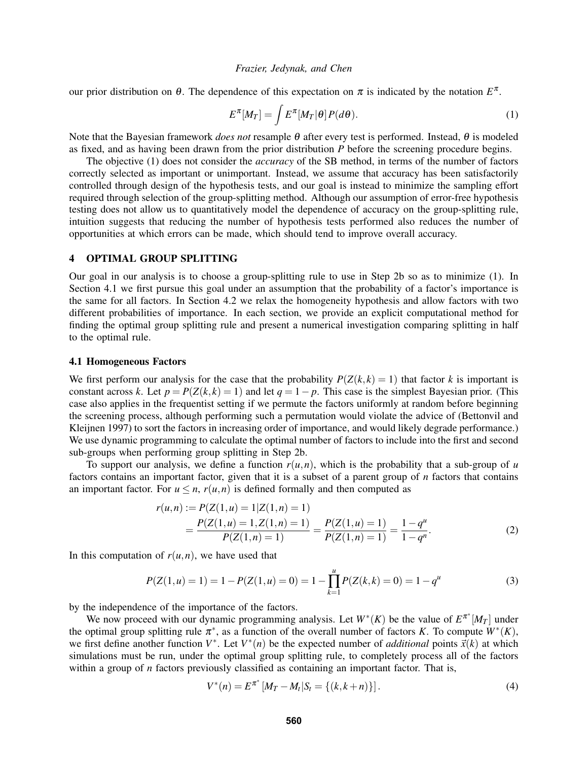our prior distribution on $\theta$. The dependence of this expectation on $\pi$ is indicated by the notation $E^{\pi}$.

$$E^{\pi}[M_T] = \int E^{\pi}[M_T|\theta] P(d\theta). \tag{1}$$

Note that the Bayesian framework *does not* resample $\theta$ after every test is performed. Instead, $\theta$ is modeled as fixed, and as having been drawn from the prior distribution $P$ before the screening procedure begins.

The objective (1) does not consider the *accuracy* of the SB method, in terms of the number of factors correctly selected as important or unimportant. Instead, we assume that accuracy has been satisfactorily controlled through design of the hypothesis tests, and our goal is instead to minimize the sampling effort required through selection of the group-splitting method. Although our assumption of error-free hypothesis testing does not allow us to quantitatively model the dependence of accuracy on the group-splitting rule, intuition suggests that reducing the number of hypothesis tests performed also reduces the number of opportunities at which errors can be made, which should tend to improve overall accuracy.

## 4 OPTIMAL GROUP SPLITTING

Our goal in our analysis is to choose a group-splitting rule to use in Step 2b so as to minimize (1). In Section 4.1 we first pursue this goal under an assumption that the probability of a factor's importance is the same for all factors. In Section 4.2 we relax the homogeneity hypothesis and allow factors with two different probabilities of importance. In each section, we provide an explicit computational method for finding the optimal group splitting rule and present a numerical investigation comparing splitting in half to the optimal rule.

### 4.1 Homogeneous Factors

We first perform our analysis for the case that the probability $P(Z(k,k)=1)$ that factor $k$ is important is constant across $k$. Let $p = P(Z(k,k)=1)$ and let $q = 1-p$. This case is the simplest Bayesian prior. (This case also applies in the frequentist setting if we permute the factors uniformly at random before beginning the screening process, although performing such a permutation would violate the advice of (Bettonvil and Kleijnen 1997) to sort the factors in increasing order of importance, and would likely degrade performance.) We use dynamic programming to calculate the optimal number of factors to include into the first and second sub-groups when performing group splitting in Step 2b.

To support our analysis, we define a function $r(u,n)$, which is the probability that a sub-group of $u$ factors contains an important factor, given that it is a subset of a parent group of $n$ factors that contains an important factor. For $u \leq n$, $r(u,n)$ is defined formally and then computed as

$$\begin{aligned} r(u,n) &:= P(Z(1,u)=1|Z(1,n)=1) \\ &= \frac{P(Z(1,u)=1, Z(1,n)=1)}{P(Z(1,n)=1)} = \frac{P(Z(1,u)=1)}{P(Z(1,n)=1)} = \frac{1-q^u}{1-q^n}. \end{aligned} \tag{2}$$

In this computation of $r(u,n)$, we have used that

$$P(Z(1,u)=1) = 1 - P(Z(1,u)=0) = 1 - \prod_{k=1}^{u} P(Z(k,k)=0) = 1 - q^u \tag{3}$$

by the independence of the importance of the factors.

We now proceed with our dynamic programming analysis. Let $W^*(K)$ be the value of $E^{\pi^*}[M_T]$ under the optimal group splitting rule $\pi^*$, as a function of the overall number of factors $K$. To compute $W^*(K)$, we first define another function $V^*$. Let $V^*(n)$ be the expected number of *additional* points $\vec{x}(k)$ at which simulations must be run, under the optimal group splitting rule, to completely process all of the factors within a group of $n$ factors previously classified as containing an important factor. That is,

$$V^*(n) = E^{\pi^*}\left[M_T - M_t | S_t = \{(k, k+n)\}\right]. \tag{4}$$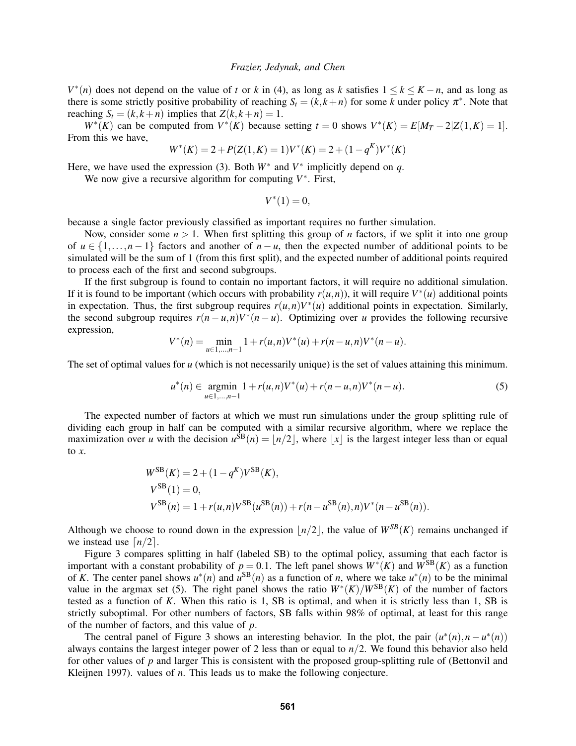$V^*(n)$ does not depend on the value of $t$ or $k$ in (4), as long as $k$ satisfies $1 \le k \le K-n$, and as long as there is some strictly positive probability of reaching $S_t = (k, k+n)$ for some $k$ under policy $\pi^*$. Note that reaching $S_t = (k, k+n)$ implies that $Z(k, k+n) = 1$.

$W^*(K)$ can be computed from $V^*(K)$ because setting $t = 0$ shows $V^*(K) = E[M_T - 2 | Z(1,K) = 1]$. From this we have,

$$W^*(K) = 2 + P(Z(1,K) = 1)V^*(K) = 2 + (1 - q^K)V^*(K)$$

Here, we have used the expression (3). Both $W^*$ and $V^*$ implicitly depend on $q$.

We now give a recursive algorithm for computing $V^*$. First,

$$V^*(1) = 0,$$

because a single factor previously classified as important requires no further simulation.

Now, consider some $n > 1$. When first splitting this group of $n$ factors, if we split it into one group of $u \in \{1, \dots, n-1\}$ factors and another of $n-u$, then the expected number of additional points to be simulated will be the sum of 1 (from this first split), and the expected number of additional points required to process each of the first and second subgroups.

If the first subgroup is found to contain no important factors, it will require no additional simulation. If it is found to be important (which occurs with probability $r(u,n)$), it will require $V^*(u)$ additional points in expectation. Thus, the first subgroup requires $r(u,n)V^*(u)$ additional points in expectation. Similarly, the second subgroup requires $r(n-u,n)V^*(n-u)$. Optimizing over $u$ provides the following recursive expression,

$$V^*(n) = \min_{u \in 1, \dots, n-1} 1 + r(u,n)V^*(u) + r(n-u,n)V^*(n-u).$$

The set of optimal values for $u$ (which is not necessarily unique) is the set of values attaining this minimum.

$$u^*(n) \in \operatorname*{argmin}_{u \in 1, \dots, n-1} 1 + r(u,n)V^*(u) + r(n-u,n)V^*(n-u). \tag{5}$$

The expected number of factors at which we must run simulations under the group splitting rule of dividing each group in half can be computed with a similar recursive algorithm, where we replace the maximization over $u$ with the decision $u^{\text{SB}}(n) = \lfloor n/2 \rfloor$, where $\lfloor x \rfloor$ is the largest integer less than or equal to $x$.

$$\begin{aligned}
W^{\text{SB}}(K) &= 2 + (1 - q^K)V^{\text{SB}}(K), \\
V^{\text{SB}}(1) &= 0, \\
V^{\text{SB}}(n) &= 1 + r(u,n)V^{\text{SB}}(u^{\text{SB}}(n)) + r(n - u^{\text{SB}}(n), n)V^*(n - u^{\text{SB}}(n)).
\end{aligned}$$

Although we choose to round down in the expression $\lfloor n/2 \rfloor$, the value of $W^{SB}(K)$ remains unchanged if we instead use $\lceil n/2 \rceil$.

Figure 3 compares splitting in half (labeled SB) to the optimal policy, assuming that each factor is important with a constant probability of $p = 0.1$. The left panel shows $W^*(K)$ and $W^{\text{SB}}(K)$ as a function of $K$. The center panel shows $u^*(n)$ and $u^{\text{SB}}(n)$ as a function of $n$, where we take $u^*(n)$ to be the minimal value in the argmax set (5). The right panel shows the ratio $W^*(K)/W^{\text{SB}}(K)$ of the number of factors tested as a function of $K$. When this ratio is 1, SB is optimal, and when it is strictly less than 1, SB is strictly suboptimal. For other numbers of factors, SB falls within 98% of optimal, at least for this range of the number of factors, and this value of $p$.

The central panel of Figure 3 shows an interesting behavior. In the plot, the pair $(u^*(n), n - u^*(n))$ always contains the largest integer power of 2 less than or equal to $n/2$. We found this behavior also held for other values of $p$ and larger This is consistent with the proposed group-splitting rule of (Bettonvil and Kleijnen 1997). values of $n$. This leads us to make the following conjecture.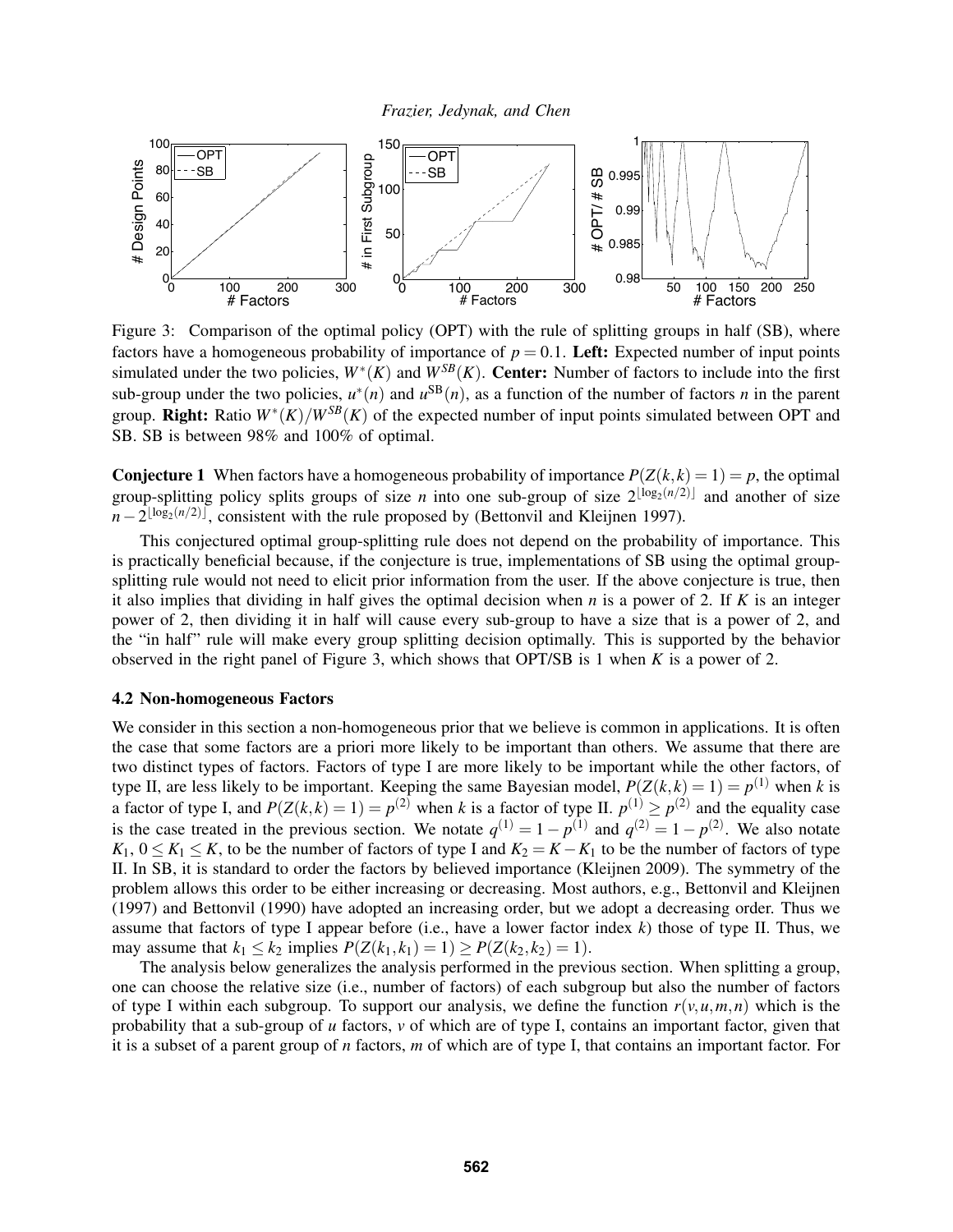Figure 3: Comparison of the optimal policy (OPT) with the rule of splitting groups in half (SB), where factors have a homogeneous probability of importance of $p = 0.1$. **Left:** Expected number of input points simulated under the two policies, $W^*(K)$ and $W^{SB}(K)$. **Center:** Number of factors to include into the first sub-group under the two policies, $u^*(n)$ and $u^{\mathrm{SB}}(n)$, as a function of the number of factors $n$ in the parent group. **Right:** Ratio $W^*(K)/W^{SB}(K)$ of the expected number of input points simulated between OPT and SB. SB is between 98% and 100% of optimal.

**Conjecture 1** When factors have a homogeneous probability of importance $P(Z(k,k) = 1) = p$, the optimal group-splitting policy splits groups of size $n$ into one sub-group of size $2^{\lfloor \log_2(n/2) \rfloor}$ and another of size $n - 2^{\lfloor \log_2(n/2) \rfloor}$, consistent with the rule proposed by (Bettonvil and Kleijnen 1997).

This conjectured optimal group-splitting rule does not depend on the probability of importance. This is practically beneficial because, if the conjecture is true, implementations of SB using the optimal group-splitting rule would not need to elicit prior information from the user. If the above conjecture is true, then it also implies that dividing in half gives the optimal decision when $n$ is a power of 2. If $K$ is an integer power of 2, then dividing it in half will cause every sub-group to have a size that is a power of 2, and the "in half" rule will make every group splitting decision optimally. This is supported by the behavior observed in the right panel of Figure 3, which shows that OPT/SB is 1 when $K$ is a power of 2.

### 4.2 Non-homogeneous Factors

We consider in this section a non-homogeneous prior that we believe is common in applications. It is often the case that some factors are a priori more likely to be important than others. We assume that there are two distinct types of factors. Factors of type I are more likely to be important while the other factors, of type II, are less likely to be important. Keeping the same Bayesian model, $P(Z(k,k) = 1) = p^{(1)}$ when $k$ is a factor of type I, and $P(Z(k,k) = 1) = p^{(2)}$ when $k$ is a factor of type II. $p^{(1)} \geq p^{(2)}$ and the equality case is the case treated in the previous section. We notate $q^{(1)} = 1 - p^{(1)}$ and $q^{(2)} = 1 - p^{(2)}$. We also notate $K_1$, $0 \leq K_1 \leq K$, to be the number of factors of type I and $K_2 = K - K_1$ to be the number of factors of type II. In SB, it is standard to order the factors by believed importance (Kleijnen 2009). The symmetry of the problem allows this order to be either increasing or decreasing. Most authors, e.g., Bettonvil and Kleijnen (1997) and Bettonvil (1990) have adopted an increasing order, but we adopt a decreasing order. Thus we assume that factors of type I appear before (i.e., have a lower factor index $k$) those of type II. Thus, we may assume that $k_1 \leq k_2$ implies $P(Z(k_1,k_1) = 1) \geq P(Z(k_2,k_2) = 1)$.

The analysis below generalizes the analysis performed in the previous section. When splitting a group, one can choose the relative size (i.e., number of factors) of each subgroup but also the number of factors of type I within each subgroup. To support our analysis, we define the function $r(v,u,m,n)$ which is the probability that a sub-group of $u$ factors, $v$ of which are of type I, contains an important factor, given that it is a subset of a parent group of $n$ factors, $m$ of which are of type I, that contains an important factor. For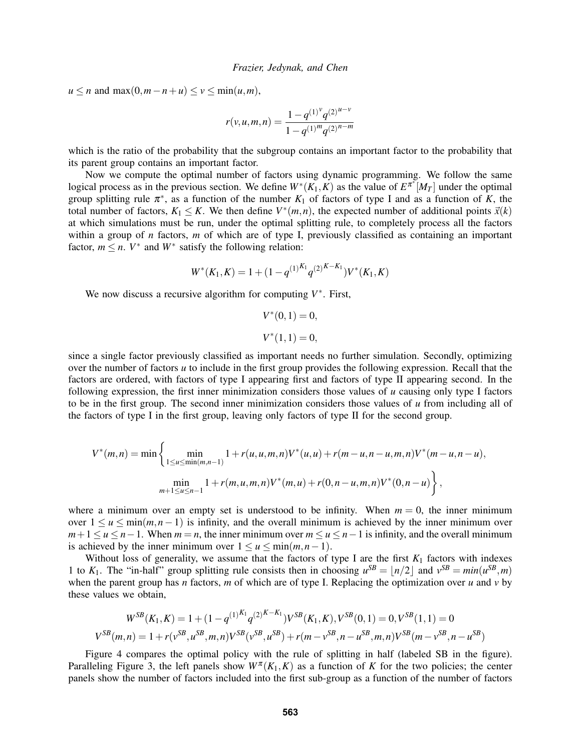$u \leq n$ and $\max(0, m-n+u) \leq v \leq \min(u,m)$,

$$r(v,u,m,n) = \frac{1 - {q^{(1)}}^{v} {q^{(2)}}^{u-v}}{1 - {q^{(1)}}^{m} {q^{(2)}}^{n-m}}$$

which is the ratio of the probability that the subgroup contains an important factor to the probability that its parent group contains an important factor.

Now we compute the optimal number of factors using dynamic programming. We follow the same logical process as in the previous section. We define $W^*(K_1, K)$ as the value of $E^{\pi^*}[M_T]$ under the optimal group splitting rule $\pi^*$, as a function of the number $K_1$ of factors of type I and as a function of $K$, the total number of factors, $K_1 \leq K$. We then define $V^*(m,n)$, the expected number of additional points $\vec{x}(k)$ at which simulations must be run, under the optimal splitting rule, to completely process all the factors within a group of $n$ factors, $m$ of which are of type I, previously classified as containing an important factor, $m \leq n$. $V^*$ and $W^*$ satisfy the following relation:

$$W^*(K_1, K) = 1 + (1 - {q^{(1)}}^{K_1} {q^{(2)}}^{K-K_1}) V^*(K_1, K)$$

We now discuss a recursive algorithm for computing $V^*$. First,

$$V^*(0,1) = 0,$$

$$V^*(1,1) = 0,$$

since a single factor previously classified as important needs no further simulation. Secondly, optimizing over the number of factors $u$ to include in the first group provides the following expression. Recall that the factors are ordered, with factors of type I appearing first and factors of type II appearing second. In the following expression, the first inner minimization considers those values of $u$ causing only type I factors to be in the first group. The second inner minimization considers those values of $u$ from including all of the factors of type I in the first group, leaving only factors of type II for the second group.

$$V^*(m,n) = \min \left\{ \min_{1 \leq u \leq \min(m,n-1)} 1 + r(u,u,m,n) V^*(u,u) + r(m-u, n-u, m, n) V^*(m-u, n-u), \right.$$
$$\left. \min_{m+1 \leq u \leq n-1} 1 + r(m,u,m,n) V^*(m,u) + r(0, n-u, m, n) V^*(0, n-u) \right\},$$

where a minimum over an empty set is understood to be infinity. When $m = 0$, the inner minimum over $1 \leq u \leq \min(m, n-1)$ is infinity, and the overall minimum is achieved by the inner minimum over $m+1 \leq u \leq n-1$. When $m = n$, the inner minimum over $m \leq u \leq n-1$ is infinity, and the overall minimum is achieved by the inner minimum over $1 \leq u \leq \min(m, n-1)$.

Without loss of generality, we assume that the factors of type I are the first $K_1$ factors with indexes 1 to $K_1$. The "in-half" group splitting rule consists then in choosing $u^{SB} = \lfloor n/2 \rfloor$ and $v^{SB} = min(u^{SB}, m)$ when the parent group has $n$ factors, $m$ of which are of type I. Replacing the optimization over $u$ and $v$ by these values we obtain,

$$W^{SB}(K_1, K) = 1 + (1 - {q^{(1)}}^{K_1} {q^{(2)}}^{K-K_1}) V^{SB}(K_1, K), V^{SB}(0,1) = 0, V^{SB}(1,1) = 0$$
$$V^{SB}(m,n) = 1 + r(v^{SB}, u^{SB}, m, n) V^{SB}(v^{SB}, u^{SB}) + r(m - v^{SB}, n - u^{SB}, m, n) V^{SB}(m - v^{SB}, n - u^{SB})$$

Figure 4 compares the optimal policy with the rule of splitting in half (labeled SB in the figure). Paralleling Figure 3, the left panels show $W^{\pi}(K_1, K)$ as a function of $K$ for the two policies; the center panels show the number of factors included into the first sub-group as a function of the number of factors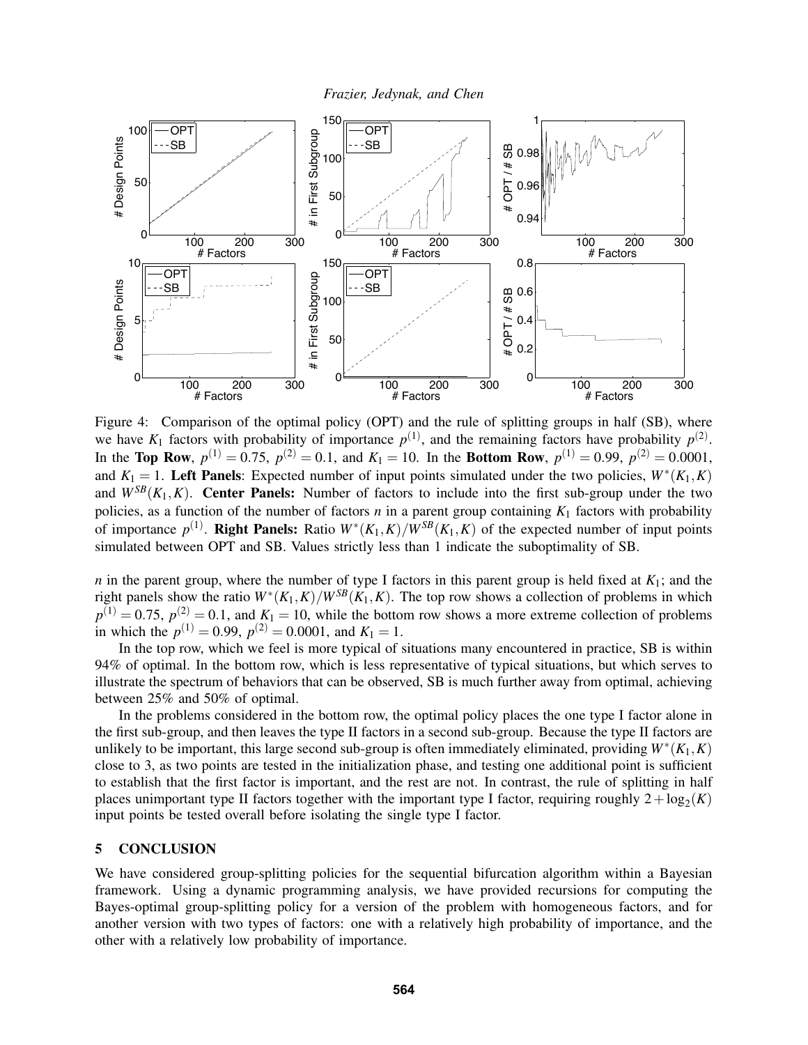Figure 4: Comparison of the optimal policy (OPT) and the rule of splitting groups in half (SB), where we have $K_1$ factors with probability of importance $p^{(1)}$, and the remaining factors have probability $p^{(2)}$. In the **Top Row**, $p^{(1)} = 0.75$, $p^{(2)} = 0.1$, and $K_1 = 10$. In the **Bottom Row**, $p^{(1)} = 0.99$, $p^{(2)} = 0.0001$, and $K_1 = 1$. **Left Panels**: Expected number of input points simulated under the two policies, $W^*(K_1, K)$ and $W^{SB}(K_1, K)$. **Center Panels:** Number of factors to include into the first sub-group under the two policies, as a function of the number of factors $n$ in a parent group containing $K_1$ factors with probability of importance $p^{(1)}$. **Right Panels:** Ratio $W^*(K_1, K)/W^{SB}(K_1, K)$ of the expected number of input points simulated between OPT and SB. Values strictly less than 1 indicate the suboptimality of SB.

$n$ in the parent group, where the number of type I factors in this parent group is held fixed at $K_1$; and the right panels show the ratio $W^*(K_1, K)/W^{SB}(K_1, K)$. The top row shows a collection of problems in which $p^{(1)} = 0.75$, $p^{(2)} = 0.1$, and $K_1 = 10$, while the bottom row shows a more extreme collection of problems in which the $p^{(1)} = 0.99$, $p^{(2)} = 0.0001$, and $K_1 = 1$.

In the top row, which we feel is more typical of situations many encountered in practice, SB is within 94% of optimal. In the bottom row, which is less representative of typical situations, but which serves to illustrate the spectrum of behaviors that can be observed, SB is much further away from optimal, achieving between 25% and 50% of optimal.

In the problems considered in the bottom row, the optimal policy places the one type I factor alone in the first sub-group, and then leaves the type II factors in a second sub-group. Because the type II factors are unlikely to be important, this large second sub-group is often immediately eliminated, providing $W^*(K_1, K)$ close to 3, as two points are tested in the initialization phase, and testing one additional point is sufficient to establish that the first factor is important, and the rest are not. In contrast, the rule of splitting in half places unimportant type II factors together with the important type I factor, requiring roughly $2 + \log_2(K)$ input points be tested overall before isolating the single type I factor.

## 5 CONCLUSION

We have considered group-splitting policies for the sequential bifurcation algorithm within a Bayesian framework. Using a dynamic programming analysis, we have provided recursions for computing the Bayes-optimal group-splitting policy for a version of the problem with homogeneous factors, and for another version with two types of factors: one with a relatively high probability of importance, and the other with a relatively low probability of importance.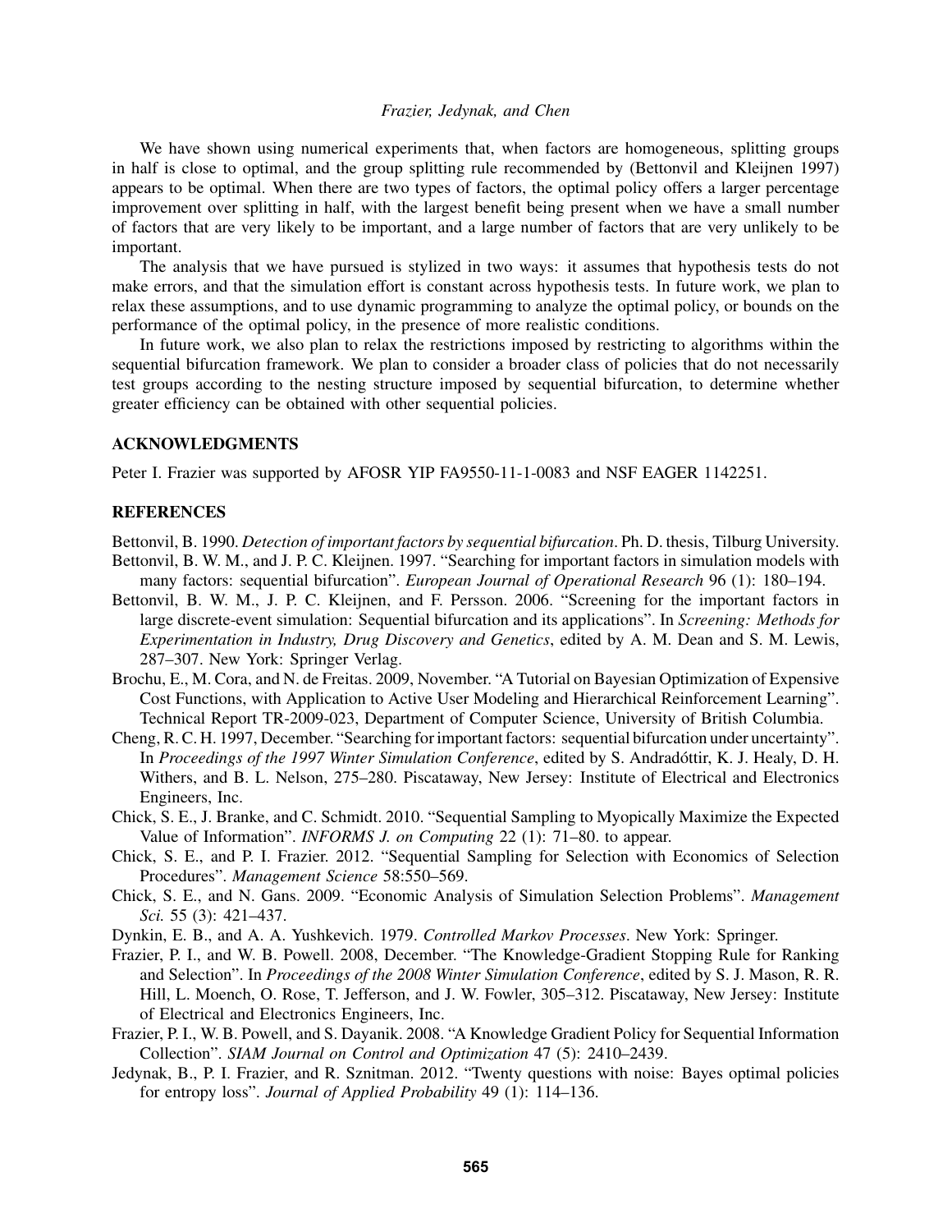We have shown using numerical experiments that, when factors are homogeneous, splitting groups in half is close to optimal, and the group splitting rule recommended by (Bettonvil and Kleijnen 1997) appears to be optimal. When there are two types of factors, the optimal policy offers a larger percentage improvement over splitting in half, with the largest benefit being present when we have a small number of factors that are very likely to be important, and a large number of factors that are very unlikely to be important.

The analysis that we have pursued is stylized in two ways: it assumes that hypothesis tests do not make errors, and that the simulation effort is constant across hypothesis tests. In future work, we plan to relax these assumptions, and to use dynamic programming to analyze the optimal policy, or bounds on the performance of the optimal policy, in the presence of more realistic conditions.

In future work, we also plan to relax the restrictions imposed by restricting to algorithms within the sequential bifurcation framework. We plan to consider a broader class of policies that do not necessarily test groups according to the nesting structure imposed by sequential bifurcation, to determine whether greater efficiency can be obtained with other sequential policies.

## ACKNOWLEDGMENTS

Peter I. Frazier was supported by AFOSR YIP FA9550-11-1-0083 and NSF EAGER 1142251.

## REFERENCES

Bettonvil, B. 1990. *Detection of important factors by sequential bifurcation*. Ph. D. thesis, Tilburg University.

Bettonvil, B. W. M., and J. P. C. Kleijnen. 1997. "Searching for important factors in simulation models with many factors: sequential bifurcation". *European Journal of Operational Research* 96 (1): 180–194.

Bettonvil, B. W. M., J. P. C. Kleijnen, and F. Persson. 2006. "Screening for the important factors in large discrete-event simulation: Sequential bifurcation and its applications". In *Screening: Methods for Experimentation in Industry, Drug Discovery and Genetics*, edited by A. M. Dean and S. M. Lewis, 287–307. New York: Springer Verlag.

Brochu, E., M. Cora, and N. de Freitas. 2009, November. "A Tutorial on Bayesian Optimization of Expensive Cost Functions, with Application to Active User Modeling and Hierarchical Reinforcement Learning". Technical Report TR-2009-023, Department of Computer Science, University of British Columbia.

Cheng, R. C. H. 1997, December. "Searching for important factors: sequential bifurcation under uncertainty". In *Proceedings of the 1997 Winter Simulation Conference*, edited by S. Andradóttir, K. J. Healy, D. H. Withers, and B. L. Nelson, 275–280. Piscataway, New Jersey: Institute of Electrical and Electronics Engineers, Inc.

Chick, S. E., J. Branke, and C. Schmidt. 2010. "Sequential Sampling to Myopically Maximize the Expected Value of Information". *INFORMS J. on Computing* 22 (1): 71–80. to appear.

Chick, S. E., and P. I. Frazier. 2012. "Sequential Sampling for Selection with Economics of Selection Procedures". *Management Science* 58:550–569.

Chick, S. E., and N. Gans. 2009. "Economic Analysis of Simulation Selection Problems". *Management Sci.* 55 (3): 421–437.

Dynkin, E. B., and A. A. Yushkevich. 1979. *Controlled Markov Processes*. New York: Springer.

Frazier, P. I., and W. B. Powell. 2008, December. "The Knowledge-Gradient Stopping Rule for Ranking and Selection". In *Proceedings of the 2008 Winter Simulation Conference*, edited by S. J. Mason, R. R. Hill, L. Moench, O. Rose, T. Jefferson, and J. W. Fowler, 305–312. Piscataway, New Jersey: Institute of Electrical and Electronics Engineers, Inc.

Frazier, P. I., W. B. Powell, and S. Dayanik. 2008. "A Knowledge Gradient Policy for Sequential Information Collection". *SIAM Journal on Control and Optimization* 47 (5): 2410–2439.

Jedynak, B., P. I. Frazier, and R. Sznitman. 2012. "Twenty questions with noise: Bayes optimal policies for entropy loss". *Journal of Applied Probability* 49 (1): 114–136.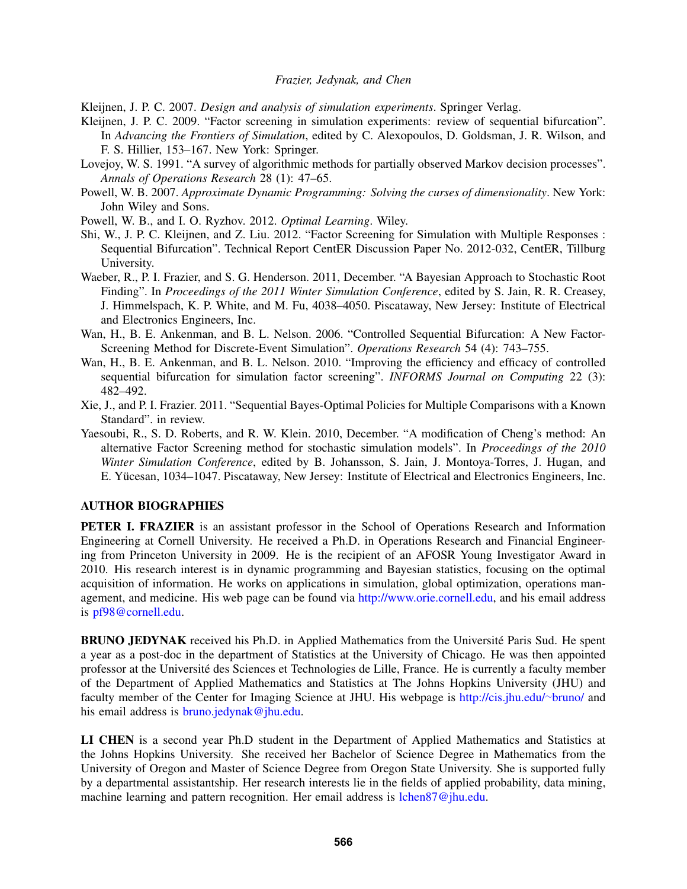Kleijnen, J. P. C. 2007. *Design and analysis of simulation experiments*. Springer Verlag.

Kleijnen, J. P. C. 2009. "Factor screening in simulation experiments: review of sequential bifurcation". In *Advancing the Frontiers of Simulation*, edited by C. Alexopoulos, D. Goldsman, J. R. Wilson, and F. S. Hillier, 153–167. New York: Springer.

Lovejoy, W. S. 1991. "A survey of algorithmic methods for partially observed Markov decision processes". *Annals of Operations Research* 28 (1): 47–65.

Powell, W. B. 2007. *Approximate Dynamic Programming: Solving the curses of dimensionality*. New York: John Wiley and Sons.

Powell, W. B., and I. O. Ryzhov. 2012. *Optimal Learning*. Wiley.

Shi, W., J. P. C. Kleijnen, and Z. Liu. 2012. "Factor Screening for Simulation with Multiple Responses : Sequential Bifurcation". Technical Report CentER Discussion Paper No. 2012-032, CentER, Tillburg University.

Waeber, R., P. I. Frazier, and S. G. Henderson. 2011, December. "A Bayesian Approach to Stochastic Root Finding". In *Proceedings of the 2011 Winter Simulation Conference*, edited by S. Jain, R. R. Creasey, J. Himmelspach, K. P. White, and M. Fu, 4038–4050. Piscataway, New Jersey: Institute of Electrical and Electronics Engineers, Inc.

Wan, H., B. E. Ankenman, and B. L. Nelson. 2006. "Controlled Sequential Bifurcation: A New Factor-Screening Method for Discrete-Event Simulation". *Operations Research* 54 (4): 743–755.

Wan, H., B. E. Ankenman, and B. L. Nelson. 2010. "Improving the efficiency and efficacy of controlled sequential bifurcation for simulation factor screening". *INFORMS Journal on Computing* 22 (3): 482–492.

Xie, J., and P. I. Frazier. 2011. "Sequential Bayes-Optimal Policies for Multiple Comparisons with a Known Standard". in review.

Yaesoubi, R., S. D. Roberts, and R. W. Klein. 2010, December. "A modification of Cheng's method: An alternative Factor Screening method for stochastic simulation models". In *Proceedings of the 2010 Winter Simulation Conference*, edited by B. Johansson, S. Jain, J. Montoya-Torres, J. Hugan, and E. Yücesan, 1034–1047. Piscataway, New Jersey: Institute of Electrical and Electronics Engineers, Inc.

## AUTHOR BIOGRAPHIES

**PETER I. FRAZIER** is an assistant professor in the School of Operations Research and Information Engineering at Cornell University. He received a Ph.D. in Operations Research and Financial Engineering from Princeton University in 2009. He is the recipient of an AFOSR Young Investigator Award in 2010. His research interest is in dynamic programming and Bayesian statistics, focusing on the optimal acquisition of information. He works on applications in simulation, global optimization, operations management, and medicine. His web page can be found via http://www.orie.cornell.edu, and his email address is pf98@cornell.edu.

**BRUNO JEDYNAK** received his Ph.D. in Applied Mathematics from the Université Paris Sud. He spent a year as a post-doc in the department of Statistics at the University of Chicago. He was then appointed professor at the Université des Sciences et Technologies de Lille, France. He is currently a faculty member of the Department of Applied Mathematics and Statistics at The Johns Hopkins University (JHU) and faculty member of the Center for Imaging Science at JHU. His webpage is http://cis.jhu.edu/~bruno/ and his email address is bruno.jedynak@jhu.edu.

**LI CHEN** is a second year Ph.D student in the Department of Applied Mathematics and Statistics at the Johns Hopkins University. She received her Bachelor of Science Degree in Mathematics from the University of Oregon and Master of Science Degree from Oregon State University. She is supported fully by a departmental assistantship. Her research interests lie in the fields of applied probability, data mining, machine learning and pattern recognition. Her email address is lchen87@jhu.edu.